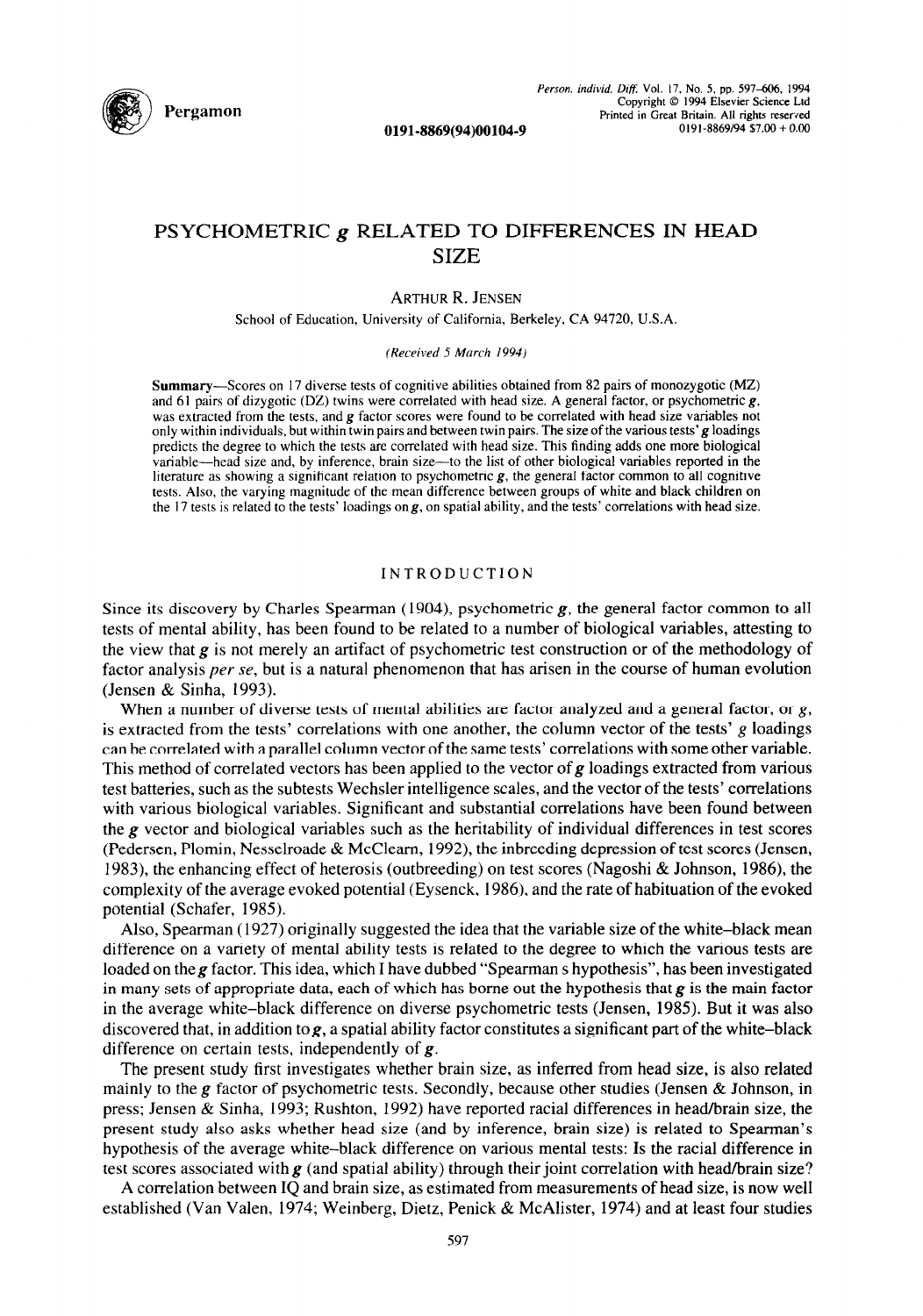# PSYCHOMETRIC *g* RELATED TO DIFFERENCES IN HEAD SIZE

ARTHUR R. JENSEN

School of Education, University of California, Berkeley, CA 94720, U.S.A.

*(Received 5 March 1994)*

**Summary**—Scores on 17 diverse tests of cognitive abilities obtained from 82 pairs of monozygotic (MZ) and 61 pairs of dizygotic (DZ) twins were correlated with head size. A general factor, or psychometric ***g***, was extracted from the tests, and ***g*** factor scores were found to be correlated with head size variables not only within individuals, but within twin pairs and between twin pairs. The size of the various tests' ***g*** loadings predicts the degree to which the tests are correlated with head size. This finding adds one more biological variable—head size and, by inference, brain size—to the list of other biological variables reported in the literature as showing a significant relation to psychometric ***g***, the general factor common to all cognitive tests. Also, the varying magnitude of the mean difference between groups of white and black children on the 17 tests is related to the tests' loadings on ***g***, on spatial ability, and the tests' correlations with head size.

## INTRODUCTION

Since its discovery by Charles Spearman (1904), psychometric ***g***, the general factor common to all tests of mental ability, has been found to be related to a number of biological variables, attesting to the view that ***g*** is not merely an artifact of psychometric test construction or of the methodology of factor analysis *per se*, but is a natural phenomenon that has arisen in the course of human evolution (Jensen & Sinha, 1993).

When a number of diverse tests of mental abilities are factor analyzed and a general factor, or ***g***, is extracted from the tests' correlations with one another, the column vector of the tests' ***g*** loadings can be correlated with a parallel column vector of the same tests' correlations with some other variable. This method of correlated vectors has been applied to the vector of ***g*** loadings extracted from various test batteries, such as the subtests Wechsler intelligence scales, and the vector of the tests' correlations with various biological variables. Significant and substantial correlations have been found between the ***g*** vector and biological variables such as the heritability of individual differences in test scores (Pedersen, Plomin, Nesselroade & McClearn, 1992), the inbreeding depression of test scores (Jensen, 1983), the enhancing effect of heterosis (outbreeding) on test scores (Nagoshi & Johnson, 1986), the complexity of the average evoked potential (Eysenck, 1986), and the rate of habituation of the evoked potential (Schafer, 1985).

Also, Spearman (1927) originally suggested the idea that the variable size of the white–black mean difference on a variety of mental ability tests is related to the degree to which the various tests are loaded on the ***g*** factor. This idea, which I have dubbed "Spearman s hypothesis", has been investigated in many sets of appropriate data, each of which has borne out the hypothesis that ***g*** is the main factor in the average white–black difference on diverse psychometric tests (Jensen, 1985). But it was also discovered that, in addition to ***g***, a spatial ability factor constitutes a significant part of the white–black difference on certain tests, independently of ***g***.

The present study first investigates whether brain size, as inferred from head size, is also related mainly to the ***g*** factor of psychometric tests. Secondly, because other studies (Jensen & Johnson, in press; Jensen & Sinha, 1993; Rushton, 1992) have reported racial differences in head/brain size, the present study also asks whether head size (and by inference, brain size) is related to Spearman's hypothesis of the average white–black difference on various mental tests: Is the racial difference in test scores associated with ***g*** (and spatial ability) through their joint correlation with head/brain size?

A correlation between IQ and brain size, as estimated from measurements of head size, is now well established (Van Valen, 1974; Weinberg, Dietz, Penick & McAlister, 1974) and at least four studies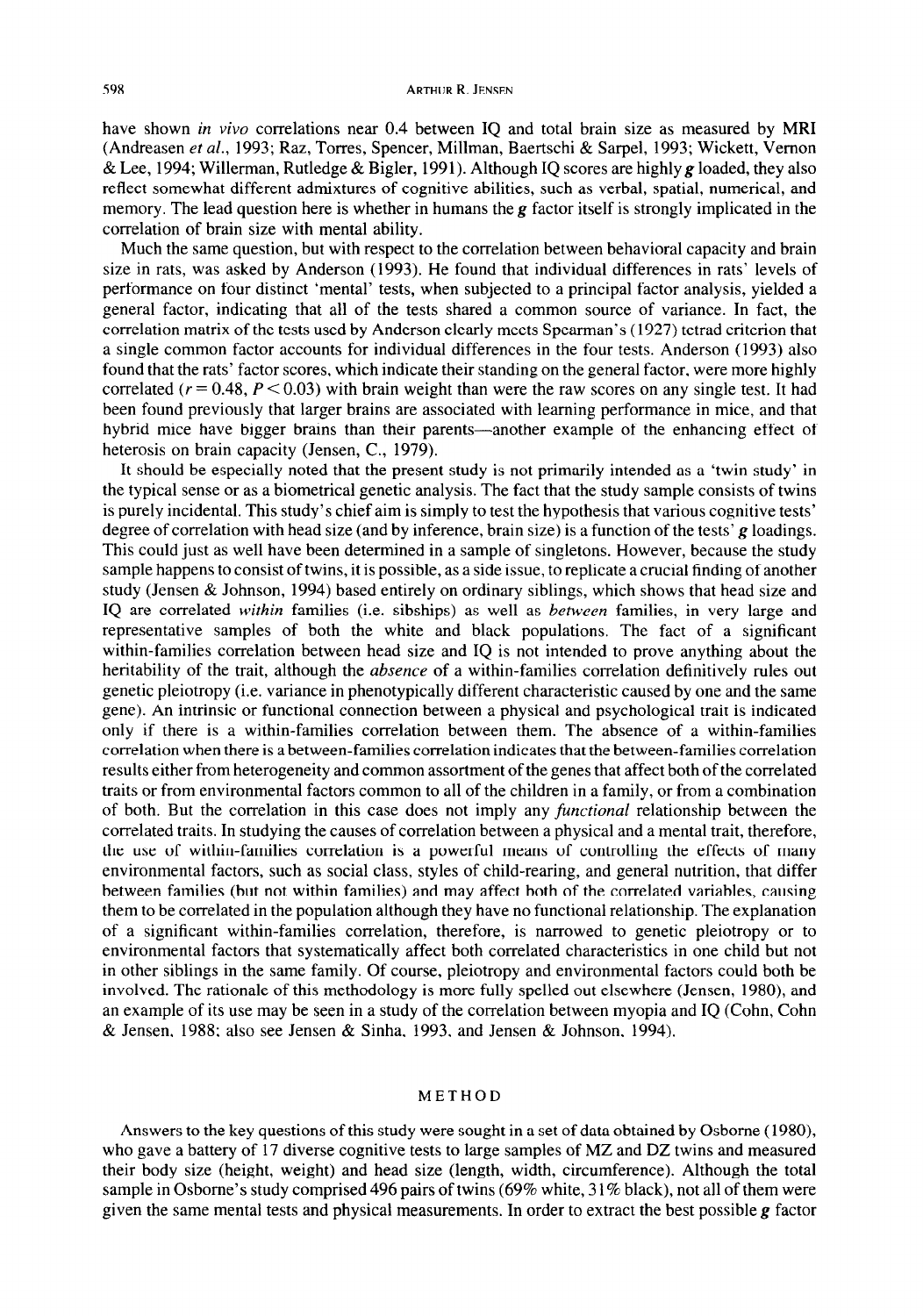have shown *in vivo* correlations near 0.4 between IQ and total brain size as measured by MRI (Andreasen *et al.*, 1993; Raz, Torres, Spencer, Millman, Baertschi & Sarpel, 1993; Wickett, Vernon & Lee, 1994; Willerman, Rutledge & Bigler, 1991). Although IQ scores are highly **g** loaded, they also reflect somewhat different admixtures of cognitive abilities, such as verbal, spatial, numerical, and memory. The lead question here is whether in humans the **g** factor itself is strongly implicated in the correlation of brain size with mental ability.

Much the same question, but with respect to the correlation between behavioral capacity and brain size in rats, was asked by Anderson (1993). He found that individual differences in rats' levels of performance on four distinct 'mental' tests, when subjected to a principal factor analysis, yielded a general factor, indicating that all of the tests shared a common source of variance. In fact, the correlation matrix of the tests used by Anderson clearly meets Spearman's (1927) tetrad criterion that a single common factor accounts for individual differences in the four tests. Anderson (1993) also found that the rats' factor scores, which indicate their standing on the general factor, were more highly correlated ($r = 0.48$, $P < 0.03$) with brain weight than were the raw scores on any single test. It had been found previously that larger brains are associated with learning performance in mice, and that hybrid mice have bigger brains than their parents—another example of the enhancing effect of heterosis on brain capacity (Jensen, C., 1979).

It should be especially noted that the present study is not primarily intended as a 'twin study' in the typical sense or as a biometrical genetic analysis. The fact that the study sample consists of twins is purely incidental. This study's chief aim is simply to test the hypothesis that various cognitive tests' degree of correlation with head size (and by inference, brain size) is a function of the tests' **g** loadings. This could just as well have been determined in a sample of singletons. However, because the study sample happens to consist of twins, it is possible, as a side issue, to replicate a crucial finding of another study (Jensen & Johnson, 1994) based entirely on ordinary siblings, which shows that head size and IQ are correlated *within* families (i.e. sibships) as well as *between* families, in very large and representative samples of both the white and black populations. The fact of a significant within-families correlation between head size and IQ is not intended to prove anything about the heritability of the trait, although the *absence* of a within-families correlation definitively rules out genetic pleiotropy (i.e. variance in phenotypically different characteristic caused by one and the same gene). An intrinsic or functional connection between a physical and psychological trait is indicated only if there is a within-families correlation between them. The absence of a within-families correlation when there is a between-families correlation indicates that the between-families correlation results either from heterogeneity and common assortment of the genes that affect both of the correlated traits or from environmental factors common to all of the children in a family, or from a combination of both. But the correlation in this case does not imply any *functional* relationship between the correlated traits. In studying the causes of correlation between a physical and a mental trait, therefore, the use of within-families correlation is a powerful means of controlling the effects of many environmental factors, such as social class, styles of child-rearing, and general nutrition, that differ between families (but not within families) and may affect both of the correlated variables, causing them to be correlated in the population although they have no functional relationship. The explanation of a significant within-families correlation, therefore, is narrowed to genetic pleiotropy or to environmental factors that systematically affect both correlated characteristics in one child but not in other siblings in the same family. Of course, pleiotropy and environmental factors could both be involved. The rationale of this methodology is more fully spelled out elsewhere (Jensen, 1980), and an example of its use may be seen in a study of the correlation between myopia and IQ (Cohn, Cohn & Jensen, 1988; also see Jensen & Sinha, 1993, and Jensen & Johnson, 1994).

## METHOD

Answers to the key questions of this study were sought in a set of data obtained by Osborne (1980), who gave a battery of 17 diverse cognitive tests to large samples of MZ and DZ twins and measured their body size (height, weight) and head size (length, width, circumference). Although the total sample in Osborne's study comprised 496 pairs of twins (69% white, 31% black), not all of them were given the same mental tests and physical measurements. In order to extract the best possible **g** factor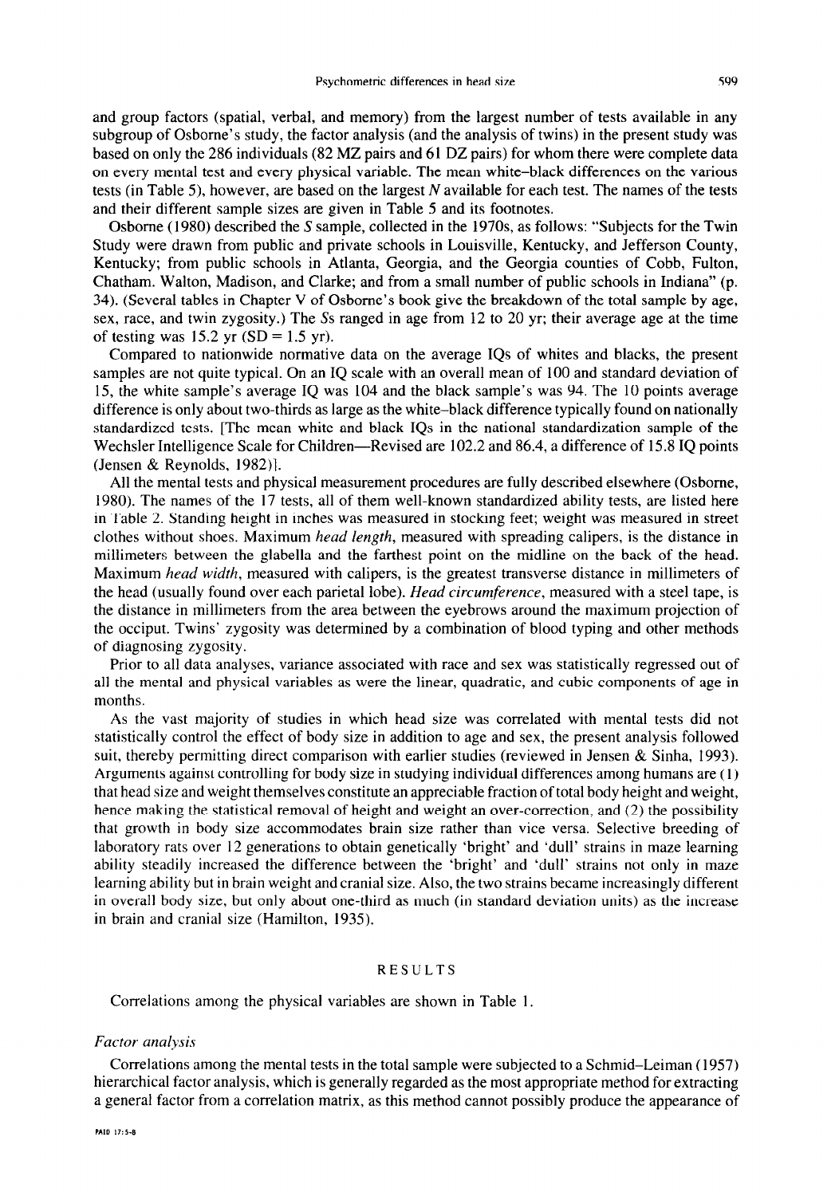and group factors (spatial, verbal, and memory) from the largest number of tests available in any subgroup of Osborne's study, the factor analysis (and the analysis of twins) in the present study was based on only the 286 individuals (82 MZ pairs and 61 DZ pairs) for whom there were complete data on every mental test and every physical variable. The mean white–black differences on the various tests (in Table 5), however, are based on the largest *N* available for each test. The names of the tests and their different sample sizes are given in Table 5 and its footnotes.

Osborne (1980) described the *S* sample, collected in the 1970s, as follows: "Subjects for the Twin Study were drawn from public and private schools in Louisville, Kentucky, and Jefferson County, Kentucky; from public schools in Atlanta, Georgia, and the Georgia counties of Cobb, Fulton, Chatham, Walton, Madison, and Clarke; and from a small number of public schools in Indiana" (p. 34). (Several tables in Chapter V of Osborne's book give the breakdown of the total sample by age, sex, race, and twin zygosity.) The *S*s ranged in age from 12 to 20 yr; their average age at the time of testing was 15.2 yr (SD = 1.5 yr).

Compared to nationwide normative data on the average IQs of whites and blacks, the present samples are not quite typical. On an IQ scale with an overall mean of 100 and standard deviation of 15, the white sample's average IQ was 104 and the black sample's was 94. The 10 points average difference is only about two-thirds as large as the white–black difference typically found on nationally standardized tests. [The mean white and black IQs in the national standardization sample of the Wechsler Intelligence Scale for Children—Revised are 102.2 and 86.4, a difference of 15.8 IQ points (Jensen & Reynolds, 1982)].

All the mental tests and physical measurement procedures are fully described elsewhere (Osborne, 1980). The names of the 17 tests, all of them well-known standardized ability tests, are listed here in Table 2. Standing height in inches was measured in stocking feet; weight was measured in street clothes without shoes. Maximum *head length*, measured with spreading calipers, is the distance in millimeters between the glabella and the farthest point on the midline on the back of the head. Maximum *head width*, measured with calipers, is the greatest transverse distance in millimeters of the head (usually found over each parietal lobe). *Head circumference*, measured with a steel tape, is the distance in millimeters from the area between the eyebrows around the maximum projection of the occiput. Twins' zygosity was determined by a combination of blood typing and other methods of diagnosing zygosity.

Prior to all data analyses, variance associated with race and sex was statistically regressed out of all the mental and physical variables as were the linear, quadratic, and cubic components of age in months.

As the vast majority of studies in which head size was correlated with mental tests did not statistically control the effect of body size in addition to age and sex, the present analysis followed suit, thereby permitting direct comparison with earlier studies (reviewed in Jensen & Sinha, 1993). Arguments against controlling for body size in studying individual differences among humans are (1) that head size and weight themselves constitute an appreciable fraction of total body height and weight, hence making the statistical removal of height and weight an over-correction, and (2) the possibility that growth in body size accommodates brain size rather than vice versa. Selective breeding of laboratory rats over 12 generations to obtain genetically 'bright' and 'dull' strains in maze learning ability steadily increased the difference between the 'bright' and 'dull' strains not only in maze learning ability but in brain weight and cranial size. Also, the two strains became increasingly different in overall body size, but only about one-third as much (in standard deviation units) as the increase in brain and cranial size (Hamilton, 1935).

## RESULTS

Correlations among the physical variables are shown in Table 1.

### *Factor analysis*

Correlations among the mental tests in the total sample were subjected to a Schmid–Leiman (1957) hierarchical factor analysis, which is generally regarded as the most appropriate method for extracting a general factor from a correlation matrix, as this method cannot possibly produce the appearance of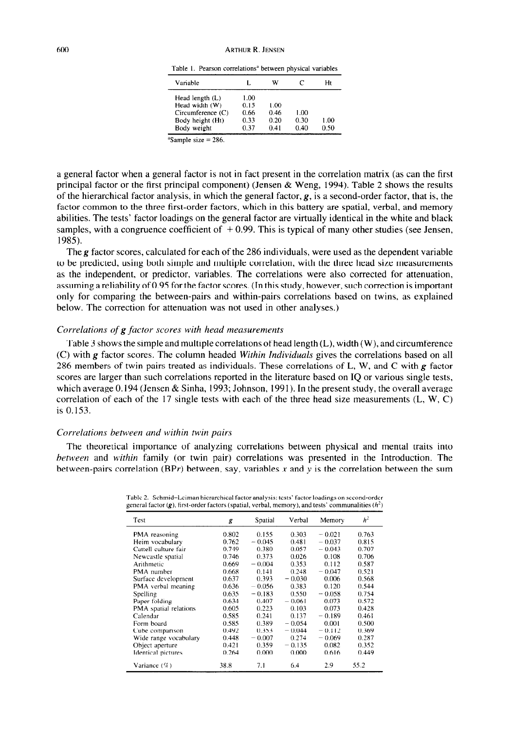Table 1. Pearson correlations[a] between physical variables

| Variable | L | W | C | Ht |
|---|---|---|---|---|
| Head length (L) | 1.00 | | | |
| Head width (W) | 0.15 | 1.00 | | |
| Circumference (C) | 0.66 | 0.46 | 1.00 | |
| Body height (Ht) | 0.33 | 0.20 | 0.30 | 1.00 |
| Body weight | 0.37 | 0.41 | 0.40 | 0.50 |

[a]Sample size = 286.

a general factor when a general factor is not in fact present in the correlation matrix (as can the first principal factor or the first principal component) (Jensen & Weng, 1994). Table 2 shows the results of the hierarchical factor analysis, in which the general factor, ***g***, is a second-order factor, that is, the factor common to the three first-order factors, which in this battery are spatial, verbal, and memory abilities. The tests' factor loadings on the general factor are virtually identical in the white and black samples, with a congruence coefficient of + 0.99. This is typical of many other studies (see Jensen, 1985).

The ***g*** factor scores, calculated for each of the 286 individuals, were used as the dependent variable to be predicted, using both simple and multiple correlation, with the three head size measurements as the independent, or predictor, variables. The correlations were also corrected for attenuation, assuming a reliability of 0.95 for the factor scores. (In this study, however, such correction is important only for comparing the between-pairs and within-pairs correlations based on twins, as explained below. The correction for attenuation was not used in other analyses.)

### *Correlations of g factor scores with head measurements*

Table 3 shows the simple and multiple correlations of head length (L), width (W), and circumference (C) with ***g*** factor scores. The column headed *Within Individuals* gives the correlations based on all 286 members of twin pairs treated as individuals. These correlations of L, W, and C with ***g*** factor scores are larger than such correlations reported in the literature based on IQ or various single tests, which average 0.194 (Jensen & Sinha, 1993; Johnson, 1991). In the present study, the overall average correlation of each of the 17 single tests with each of the three head size measurements (L, W, C) is 0.153.

### *Correlations between and within twin pairs*

The theoretical importance of analyzing correlations between physical and mental traits into *between* and *within* family (or twin pair) correlations was presented in the Introduction. The between-pairs correlation (BP*r*) between, say, variables $x$ and $y$ is the correlation between the sum

Table 2. Schmid–Leiman hierarchical factor analysis: tests' factor loadings on second-order general factor (***g***), first-order factors (spatial, verbal, memory), and tests' communalities ($h^2$)

| Test | *g* | Spatial | Verbal | Memory | $h^2$ |
|---|---|---|---|---|---|
| PMA reasoning | 0.802 | 0.155 | 0.303 | − 0.021 | 0.763 |
| Heim vocabulary | 0.762 | − 0.045 | 0.481 | − 0.037 | 0.815 |
| Cattell culture fair | 0.749 | 0.380 | 0.057 | − 0.043 | 0.707 |
| Newcastle spatial | 0.746 | 0.373 | 0.026 | 0.108 | 0.706 |
| Arithmetic | 0.669 | − 0.004 | 0.353 | 0.112 | 0.587 |
| PMA number | 0.668 | 0.141 | 0.248 | − 0.047 | 0.521 |
| Surface development | 0.637 | 0.393 | − 0.030 | 0.006 | 0.568 |
| PMA verbal meaning | 0.636 | − 0.056 | 0.383 | 0.120 | 0.544 |
| Spelling | 0.635 | − 0.183 | 0.550 | − 0.058 | 0.754 |
| Paper folding | 0.634 | 0.407 | − 0.061 | 0.073 | 0.572 |
| PMA spatial relations | 0.605 | 0.223 | 0.103 | 0.073 | 0.428 |
| Calendar | 0.585 | 0.241 | 0.137 | − 0.189 | 0.461 |
| Form board | 0.585 | 0.389 | − 0.054 | 0.001 | 0.500 |
| Cube comparison | 0.492 | 0.353 | − 0.044 | − 0.112 | 0.369 |
| Wide range vocabulary | 0.448 | − 0.007 | 0.274 | − 0.069 | 0.287 |
| Object aperture | 0.421 | 0.359 | − 0.135 | 0.082 | 0.352 |
| Identical pictures | 0.264 | 0.000 | 0.000 | 0.616 | 0.449 |
| Variance (%) | 38.8 | 7.1 | 6.4 | 2.9 | 55.2 |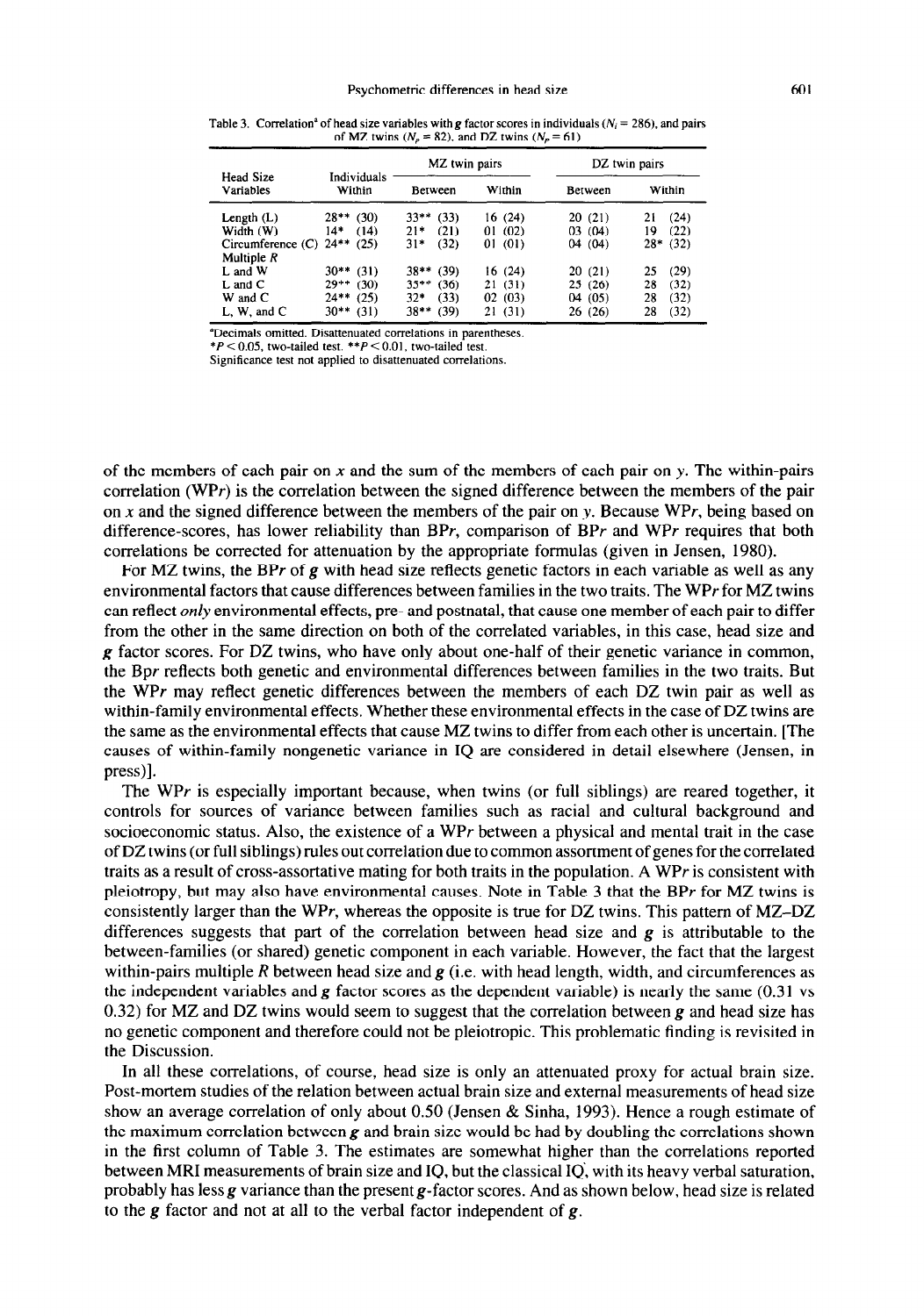Table 3. Correlation[a] of head size variables with **g** factor scores in individuals ($N_i = 286$), and pairs of MZ twins ($N_p = 82$), and DZ twins ($N_p = 61$)

| Head Size Variables | Individuals Within | MZ twin pairs | | DZ twin pairs | |
|---|---|---|---|---|---|
| | | Between | Within | Between | Within |
| Length (L) | 28** (30) | 33** (33) | 16 (24) | 20 (21) | 21 (24) |
| Width (W) | 14* (14) | 21* (21) | 01 (02) | 03 (04) | 19 (22) |
| Circumference (C) | 24** (25) | 31* (32) | 01 (01) | 04 (04) | 28* (32) |
| Multiple *R* | | | | | |
| L and W | 30** (31) | 38** (39) | 16 (24) | 20 (21) | 25 (29) |
| L and C | 29** (30) | 35** (36) | 21 (31) | 25 (26) | 28 (32) |
| W and C | 24** (25) | 32* (33) | 02 (03) | 04 (05) | 28 (32) |
| L, W, and C | 30** (31) | 38** (39) | 21 (31) | 26 (26) | 28 (32) |

[a]Decimals omitted. Disattenuated correlations in parentheses.
*$P < 0.05$, two-tailed test. **$P < 0.01$, two-tailed test.
Significance test not applied to disattenuated correlations.

of the members of each pair on *x* and the sum of the members of each pair on *y*. The within-pairs correlation (WP*r*) is the correlation between the signed difference between the members of the pair on *x* and the signed difference between the members of the pair on *y*. Because WP*r*, being based on difference-scores, has lower reliability than BP*r*, comparison of BP*r* and WP*r* requires that both correlations be corrected for attenuation by the appropriate formulas (given in Jensen, 1980).

For MZ twins, the BP*r* of **g** with head size reflects genetic factors in each variable as well as any environmental factors that cause differences between families in the two traits. The WP*r* for MZ twins can reflect *only* environmental effects, pre- and postnatal, that cause one member of each pair to differ from the other in the same direction on both of the correlated variables, in this case, head size and **g** factor scores. For DZ twins, who have only about one-half of their genetic variance in common, the Bp*r* reflects both genetic and environmental differences between families in the two traits. But the WP*r* may reflect genetic differences between the members of each DZ twin pair as well as within-family environmental effects. Whether these environmental effects in the case of DZ twins are the same as the environmental effects that cause MZ twins to differ from each other is uncertain. [The causes of within-family nongenetic variance in IQ are considered in detail elsewhere (Jensen, in press)].

The WP*r* is especially important because, when twins (or full siblings) are reared together, it controls for sources of variance between families such as racial and cultural background and socioeconomic status. Also, the existence of a WP*r* between a physical and mental trait in the case of DZ twins (or full siblings) rules out correlation due to common assortment of genes for the correlated traits as a result of cross-assortative mating for both traits in the population. A WP*r* is consistent with pleiotropy, but may also have environmental causes. Note in Table 3 that the BP*r* for MZ twins is consistently larger than the WP*r*, whereas the opposite is true for DZ twins. This pattern of MZ–DZ differences suggests that part of the correlation between head size and **g** is attributable to the between-families (or shared) genetic component in each variable. However, the fact that the largest within-pairs multiple *R* between head size and **g** (i.e. with head length, width, and circumferences as the independent variables and **g** factor scores as the dependent variable) is nearly the same (0.31 vs 0.32) for MZ and DZ twins would seem to suggest that the correlation between **g** and head size has no genetic component and therefore could not be pleiotropic. This problematic finding is revisited in the Discussion.

In all these correlations, of course, head size is only an attenuated proxy for actual brain size. Post-mortem studies of the relation between actual brain size and external measurements of head size show an average correlation of only about 0.50 (Jensen & Sinha, 1993). Hence a rough estimate of the maximum correlation between **g** and brain size would be had by doubling the correlations shown in the first column of Table 3. The estimates are somewhat higher than the correlations reported between MRI measurements of brain size and IQ, but the classical IQ, with its heavy verbal saturation, probably has less **g** variance than the present **g**-factor scores. And as shown below, head size is related to the **g** factor and not at all to the verbal factor independent of **g**.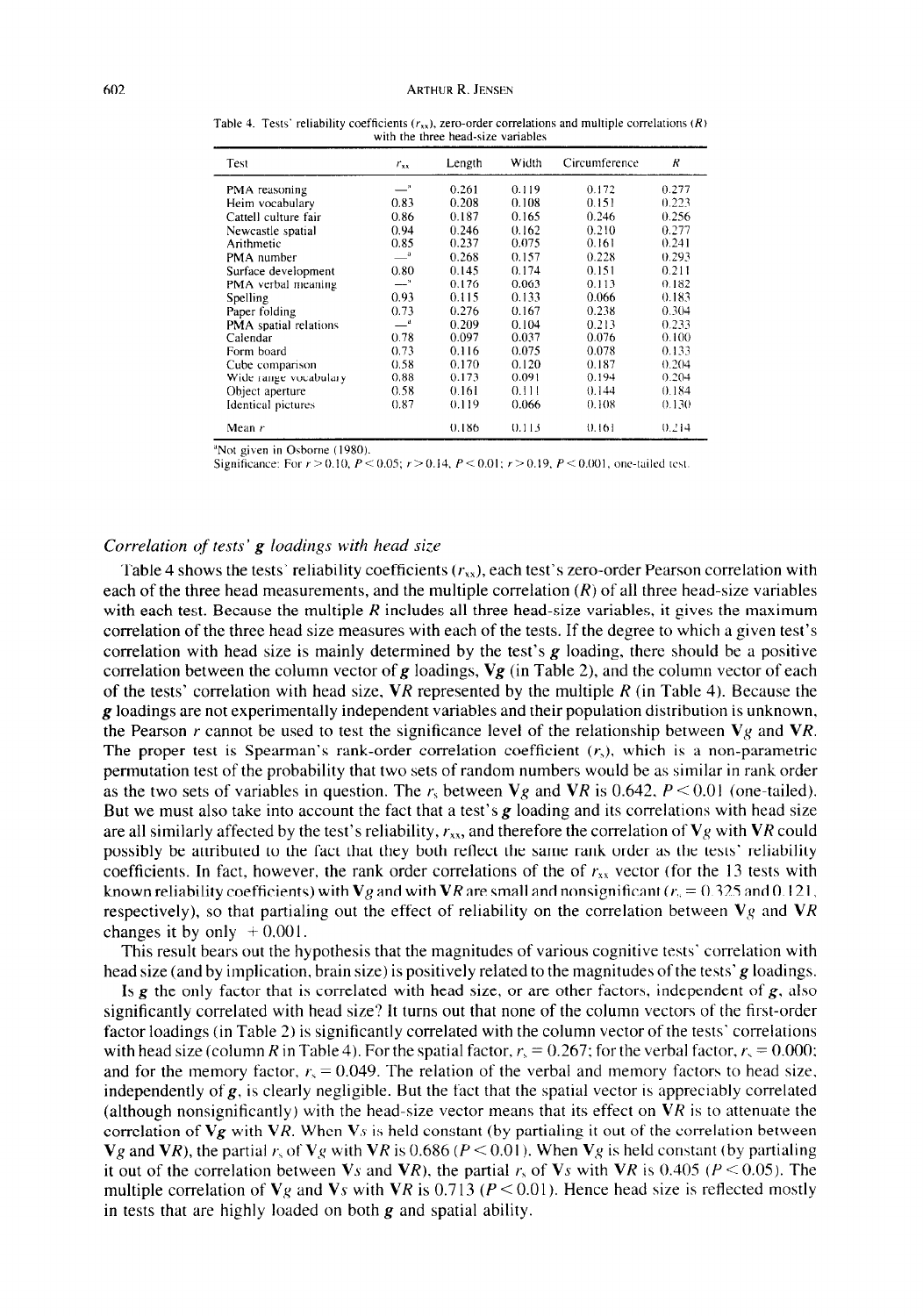Table 4. Tests' reliability coefficients ($r_{xx}$), zero-order correlations and multiple correlations ($R$) with the three head-size variables

| Test | $r_{xx}$ | Length | Width | Circumference | $R$ |
|---|---|---|---|---|---|
| PMA reasoning | —[a] | 0.261 | 0.119 | 0.172 | 0.277 |
| Heim vocabulary | 0.83 | 0.208 | 0.108 | 0.151 | 0.223 |
| Cattell culture fair | 0.86 | 0.187 | 0.165 | 0.246 | 0.256 |
| Newcastle spatial | 0.94 | 0.246 | 0.162 | 0.210 | 0.277 |
| Arithmetic | 0.85 | 0.237 | 0.075 | 0.161 | 0.241 |
| PMA number | —[a] | 0.268 | 0.157 | 0.228 | 0.293 |
| Surface development | 0.80 | 0.145 | 0.174 | 0.151 | 0.211 |
| PMA verbal meaning | —[a] | 0.176 | 0.063 | 0.113 | 0.182 |
| Spelling | 0.93 | 0.115 | 0.133 | 0.066 | 0.183 |
| Paper folding | 0.73 | 0.276 | 0.167 | 0.238 | 0.304 |
| PMA spatial relations | —[a] | 0.209 | 0.104 | 0.213 | 0.233 |
| Calendar | 0.78 | 0.097 | 0.037 | 0.076 | 0.100 |
| Form board | 0.73 | 0.116 | 0.075 | 0.078 | 0.133 |
| Cube comparison | 0.58 | 0.170 | 0.120 | 0.187 | 0.204 |
| Wide range vocabulary | 0.88 | 0.173 | 0.091 | 0.194 | 0.204 |
| Object aperture | 0.58 | 0.161 | 0.111 | 0.144 | 0.184 |
| Identical pictures | 0.87 | 0.119 | 0.066 | 0.108 | 0.130 |
| Mean $r$ | | 0.186 | 0.113 | 0.161 | 0.214 |

[a]Not given in Osborne (1980).
Significance: For $r > 0.10$, $P < 0.05$; $r > 0.14$, $P < 0.01$; $r > 0.19$, $P < 0.001$, one-tailed test.

### *Correlation of tests' **g** loadings with head size*

Table 4 shows the tests' reliability coefficients ($r_{xx}$), each test's zero-order Pearson correlation with each of the three head measurements, and the multiple correlation ($R$) of all three head-size variables with each test. Because the multiple $R$ includes all three head-size variables, it gives the maximum correlation of the three head size measures with each of the tests. If the degree to which a given test's correlation with head size is mainly determined by the test's $g$ loading, there should be a positive correlation between the column vector of $g$ loadings, $\mathbf{V}g$ (in Table 2), and the column vector of each of the tests' correlation with head size, $\mathbf{V}R$ represented by the multiple $R$ (in Table 4). Because the $g$ loadings are not experimentally independent variables and their population distribution is unknown, the Pearson $r$ cannot be used to test the significance level of the relationship between $\mathbf{V}g$ and $\mathbf{V}R$. The proper test is Spearman's rank-order correlation coefficient ($r_s$), which is a non-parametric permutation test of the probability that two sets of random numbers would be as similar in rank order as the two sets of variables in question. The $r_s$ between $\mathbf{V}g$ and $\mathbf{V}R$ is 0.642, $P < 0.01$ (one-tailed). But we must also take into account the fact that a test's $g$ loading and its correlations with head size are all similarly affected by the test's reliability, $r_{xx}$, and therefore the correlation of $\mathbf{V}g$ with $\mathbf{V}R$ could possibly be attributed to the fact that they both reflect the same rank order as the tests' reliability coefficients. In fact, however, the rank order correlations of the of $r_{xx}$ vector (for the 13 tests with known reliability coefficients) with $\mathbf{V}g$ and with $\mathbf{V}R$ are small and nonsignificant ($r_s = 0.325$ and $0.121$, respectively), so that partialing out the effect of reliability on the correlation between $\mathbf{V}g$ and $\mathbf{V}R$ changes it by only $+0.001$.

This result bears out the hypothesis that the magnitudes of various cognitive tests' correlation with head size (and by implication, brain size) is positively related to the magnitudes of the tests' $g$ loadings.

Is $g$ the only factor that is correlated with head size, or are other factors, independent of $g$, also significantly correlated with head size? It turns out that none of the column vectors of the first-order factor loadings (in Table 2) is significantly correlated with the column vector of the tests' correlations with head size (column $R$ in Table 4). For the spatial factor, $r_s = 0.267$; for the verbal factor, $r_s = 0.000$; and for the memory factor, $r_s = 0.049$. The relation of the verbal and memory factors to head size, independently of $g$, is clearly negligible. But the fact that the spatial vector is appreciably correlated (although nonsignificantly) with the head-size vector means that its effect on $\mathbf{V}R$ is to attenuate the correlation of $\mathbf{V}g$ with $\mathbf{V}R$. When $\mathbf{V}s$ is held constant (by partialing it out of the correlation between $\mathbf{V}g$ and $\mathbf{V}R$), the partial $r_s$ of $\mathbf{V}g$ with $\mathbf{V}R$ is 0.686 ($P < 0.01$). When $\mathbf{V}g$ is held constant (by partialing it out of the correlation between $\mathbf{V}s$ and $\mathbf{V}R$), the partial $r_s$ of $\mathbf{V}s$ with $\mathbf{V}R$ is 0.405 ($P < 0.05$). The multiple correlation of $\mathbf{V}g$ and $\mathbf{V}s$ with $\mathbf{V}R$ is 0.713 ($P < 0.01$). Hence head size is reflected mostly in tests that are highly loaded on both $g$ and spatial ability.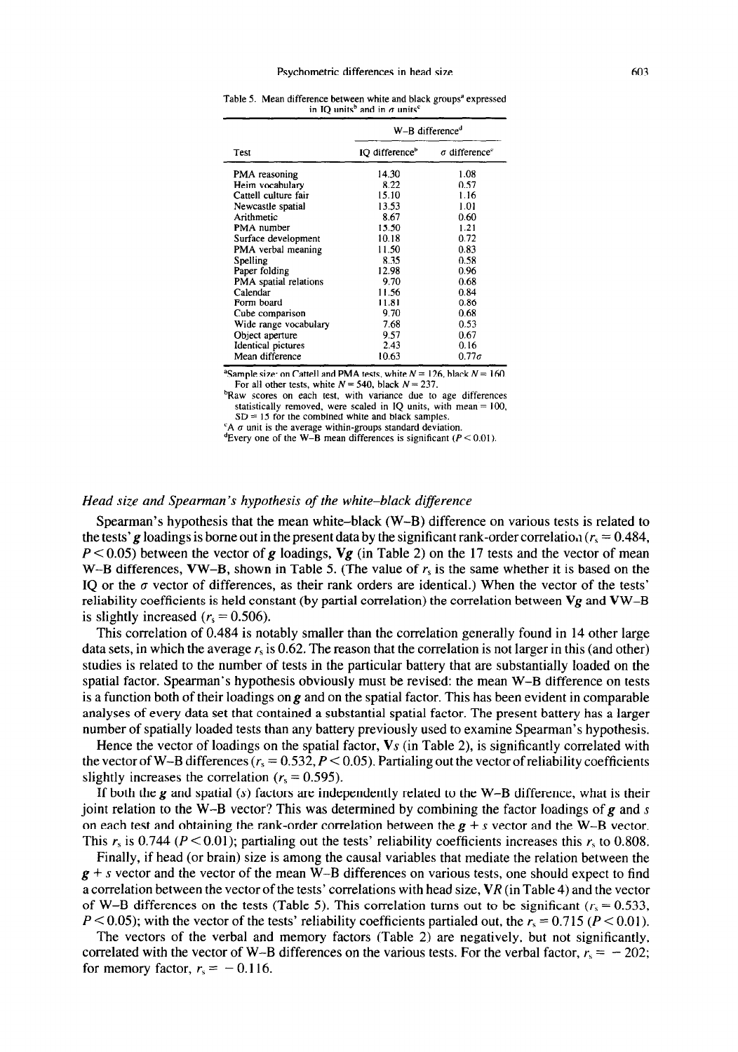Table 5. Mean difference between white and black groups[a] expressed in IQ units[b] and in $\sigma$ units[c]

| Test | W–B difference[d] | |
|---|---|---|
| | IQ difference[b] | $\sigma$ difference[c] |
| PMA reasoning | 14.30 | 1.08 |
| Heim vocabulary | 8.22 | 0.57 |
| Cattell culture fair | 15.10 | 1.16 |
| Newcastle spatial | 13.53 | 1.01 |
| Arithmetic | 8.67 | 0.60 |
| PMA number | 15.50 | 1.21 |
| Surface development | 10.18 | 0.72 |
| PMA verbal meaning | 11.50 | 0.83 |
| Spelling | 8.35 | 0.58 |
| Paper folding | 12.98 | 0.96 |
| PMA spatial relations | 9.70 | 0.68 |
| Calendar | 11.56 | 0.84 |
| Form board | 11.81 | 0.86 |
| Cube comparison | 9.70 | 0.68 |
| Wide range vocabulary | 7.68 | 0.53 |
| Object aperture | 9.57 | 0.67 |
| Identical pictures | 2.43 | 0.16 |
| Mean difference | 10.63 | 0.77$\sigma$ |

[a]Sample size: on Cattell and PMA tests, white $N = 126$, black $N = 160$. For all other tests, white $N = 540$, black $N = 237$.
[b]Raw scores on each test, with variance due to age differences statistically removed, were scaled in IQ units, with mean = 100, SD = 15 for the combined white and black samples.
[c]A $\sigma$ unit is the average within-groups standard deviation.
[d]Every one of the W–B mean differences is significant ($P < 0.01$).

### *Head size and Spearman's hypothesis of the white–black difference*

Spearman's hypothesis that the mean white–black (W–B) difference on various tests is related to the tests' ***g*** loadings is borne out in the present data by the significant rank-order correlation ($r_s = 0.484$, $P < 0.05$) between the vector of ***g*** loadings, **V*g*** (in Table 2) on the 17 tests and the vector of mean W–B differences, **VW–B**, shown in Table 5. (The value of $r_s$ is the same whether it is based on the IQ or the $\sigma$ vector of differences, as their rank orders are identical.) When the vector of the tests' reliability coefficients is held constant (by partial correlation) the correlation between **V*g*** and **VW–B** is slightly increased ($r_s = 0.506$).

This correlation of 0.484 is notably smaller than the correlation generally found in 14 other large data sets, in which the average $r_s$ is 0.62. The reason that the correlation is not larger in this (and other) studies is related to the number of tests in the particular battery that are substantially loaded on the spatial factor. Spearman's hypothesis obviously must be revised: the mean W–B difference on tests is a function both of their loadings on ***g*** and on the spatial factor. This has been evident in comparable analyses of every data set that contained a substantial spatial factor. The present battery has a larger number of spatially loaded tests than any battery previously used to examine Spearman's hypothesis.

Hence the vector of loadings on the spatial factor, **V*s*** (in Table 2), is significantly correlated with the vector of W–B differences ($r_s = 0.532$, $P < 0.05$). Partialing out the vector of reliability coefficients slightly increases the correlation ($r_s = 0.595$).

If both the ***g*** and spatial (*s*) factors are independently related to the W–B difference, what is their joint relation to the W–B vector? This was determined by combining the factor loadings of ***g*** and *s* on each test and obtaining the rank-order correlation between the ***g*** + *s* vector and the W–B vector. This $r_s$ is 0.744 ($P < 0.01$); partialing out the tests' reliability coefficients increases this $r_s$ to 0.808.

Finally, if head (or brain) size is among the causal variables that mediate the relation between the ***g*** + *s* vector and the vector of the mean W–B differences on various tests, one should expect to find a correlation between the vector of the tests' correlations with head size, **V*R*** (in Table 4) and the vector of W–B differences on the tests (Table 5). This correlation turns out to be significant ($r_s = 0.533$, $P < 0.05$); with the vector of the tests' reliability coefficients partialed out, the $r_s = 0.715$ ($P < 0.01$).

The vectors of the verbal and memory factors (Table 2) are negatively, but not significantly, correlated with the vector of W–B differences on the various tests. For the verbal factor, $r_s = -202$; for memory factor, $r_s = -0.116$.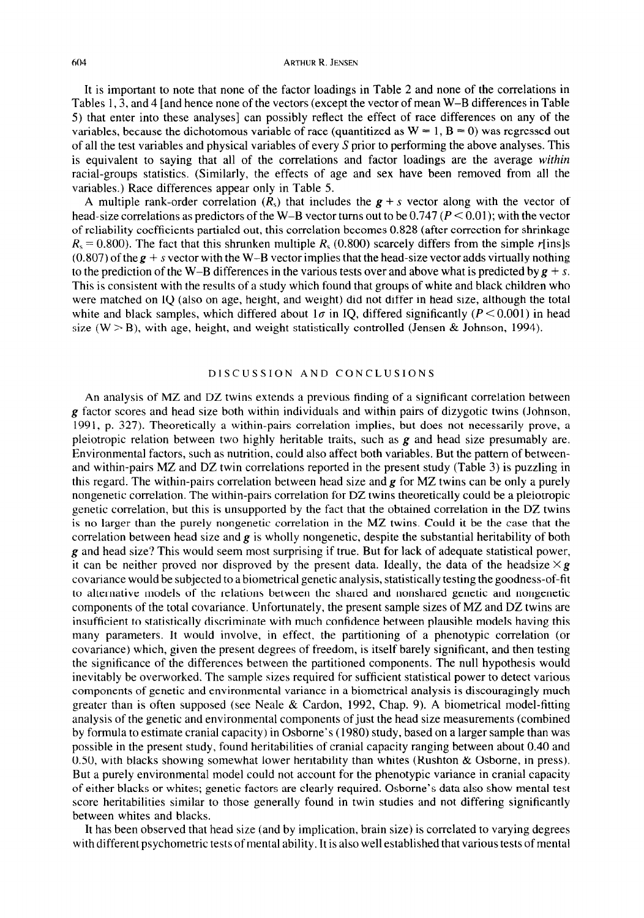It is important to note that none of the factor loadings in Table 2 and none of the correlations in Tables 1, 3, and 4 [and hence none of the vectors (except the vector of mean W–B differences in Table 5) that enter into these analyses] can possibly reflect the effect of race differences on any of the variables, because the dichotomous variable of race (quantitized as W = 1, B = 0) was regressed out of all the test variables and physical variables of every *S* prior to performing the above analyses. This is equivalent to saying that all of the correlations and factor loadings are the average *within* racial-groups statistics. (Similarly, the effects of age and sex have been removed from all the variables.) Race differences appear only in Table 5.

A multiple rank-order correlation ($R_s$) that includes the $g + s$ vector along with the vector of head-size correlations as predictors of the W–B vector turns out to be 0.747 ($P < 0.01$); with the vector of reliability coefficients partialed out, this correlation becomes 0.828 (after correction for shrinkage $R_s = 0.800$). The fact that this shrunken multiple $R_s$ (0.800) scarcely differs from the simple $r_s$ (0.807) of the $g + s$ vector with the W–B vector implies that the head-size vector adds virtually nothing to the prediction of the W–B differences in the various tests over and above what is predicted by $g + s$. This is consistent with the results of a study which found that groups of white and black children who were matched on IQ (also on age, height, and weight) did not differ in head size, although the total white and black samples, which differed about $1\sigma$ in IQ, differed significantly ($P < 0.001$) in head size (W > B), with age, height, and weight statistically controlled (Jensen & Johnson, 1994).

## DISCUSSION AND CONCLUSIONS

An analysis of MZ and DZ twins extends a previous finding of a significant correlation between **g** factor scores and head size both within individuals and within pairs of dizygotic twins (Johnson, 1991, p. 327). Theoretically a within-pairs correlation implies, but does not necessarily prove, a pleiotropic relation between two highly heritable traits, such as **g** and head size presumably are. Environmental factors, such as nutrition, could also affect both variables. But the pattern of between- and within-pairs MZ and DZ twin correlations reported in the present study (Table 3) is puzzling in this regard. The within-pairs correlation between head size and **g** for MZ twins can be only a purely nongenetic correlation. The within-pairs correlation for DZ twins theoretically could be a pleiotropic genetic correlation, but this is unsupported by the fact that the obtained correlation in the DZ twins is no larger than the purely nongenetic correlation in the MZ twins. Could it be the case that the correlation between head size and **g** is wholly nongenetic, despite the substantial heritability of both **g** and head size? This would seem most surprising if true. But for lack of adequate statistical power, it can be neither proved nor disproved by the present data. Ideally, the data of the headsize × **g** covariance would be subjected to a biometrical genetic analysis, statistically testing the goodness-of-fit to alternative models of the relations between the shared and nonshared genetic and nongenetic components of the total covariance. Unfortunately, the present sample sizes of MZ and DZ twins are insufficient to statistically discriminate with much confidence between plausible models having this many parameters. It would involve, in effect, the partitioning of a phenotypic correlation (or covariance) which, given the present degrees of freedom, is itself barely significant, and then testing the significance of the differences between the partitioned components. The null hypothesis would inevitably be overworked. The sample sizes required for sufficient statistical power to detect various components of genetic and environmental variance in a biometrical analysis is discouragingly much greater than is often supposed (see Neale & Cardon, 1992, Chap. 9). A biometrical model-fitting analysis of the genetic and environmental components of just the head size measurements (combined by formula to estimate cranial capacity) in Osborne's (1980) study, based on a larger sample than was possible in the present study, found heritabilities of cranial capacity ranging between about 0.40 and 0.50, with blacks showing somewhat lower heritability than whites (Rushton & Osborne, in press). But a purely environmental model could not account for the phenotypic variance in cranial capacity of either blacks or whites; genetic factors are clearly required. Osborne's data also show mental test score heritabilities similar to those generally found in twin studies and not differing significantly between whites and blacks.

It has been observed that head size (and by implication, brain size) is correlated to varying degrees with different psychometric tests of mental ability. It is also well established that various tests of mental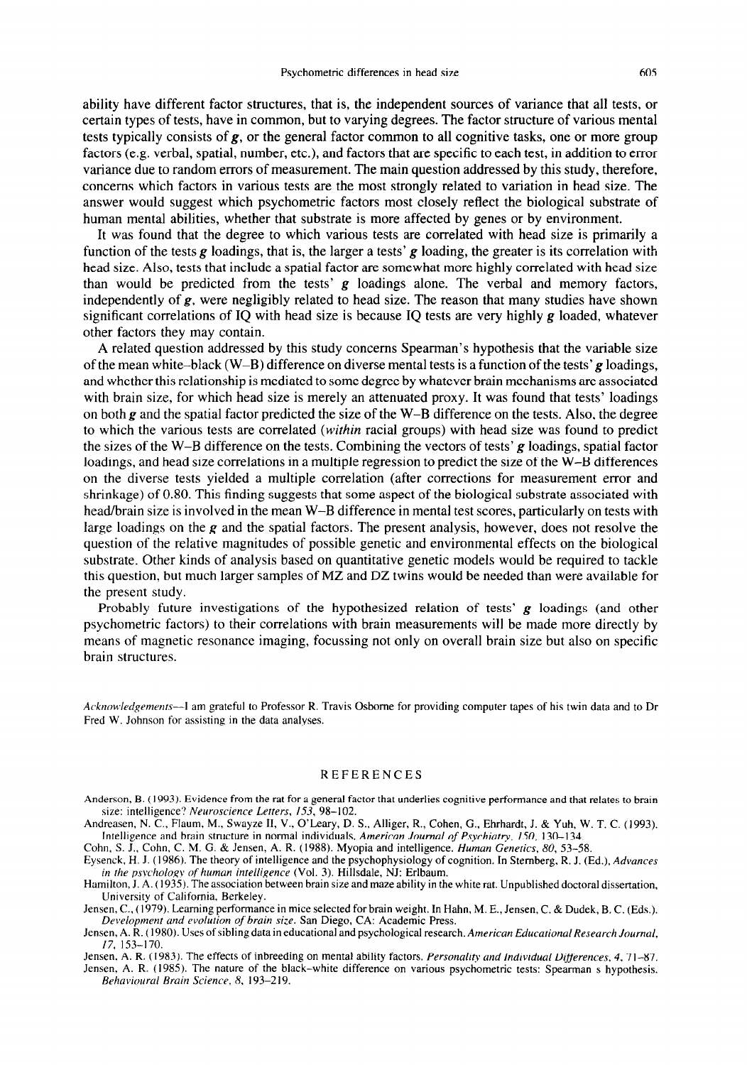ability have different factor structures, that is, the independent sources of variance that all tests, or certain types of tests, have in common, but to varying degrees. The factor structure of various mental tests typically consists of ***g***, or the general factor common to all cognitive tasks, one or more group factors (e.g. verbal, spatial, number, etc.), and factors that are specific to each test, in addition to error variance due to random errors of measurement. The main question addressed by this study, therefore, concerns which factors in various tests are the most strongly related to variation in head size. The answer would suggest which psychometric factors most closely reflect the biological substrate of human mental abilities, whether that substrate is more affected by genes or by environment.

It was found that the degree to which various tests are correlated with head size is primarily a function of the tests ***g*** loadings, that is, the larger a tests' ***g*** loading, the greater is its correlation with head size. Also, tests that include a spatial factor are somewhat more highly correlated with head size than would be predicted from the tests' ***g*** loadings alone. The verbal and memory factors, independently of ***g***, were negligibly related to head size. The reason that many studies have shown significant correlations of IQ with head size is because IQ tests are very highly ***g*** loaded, whatever other factors they may contain.

A related question addressed by this study concerns Spearman's hypothesis that the variable size of the mean white–black (W–B) difference on diverse mental tests is a function of the tests' ***g*** loadings, and whether this relationship is mediated to some degree by whatever brain mechanisms are associated with brain size, for which head size is merely an attenuated proxy. It was found that tests' loadings on both ***g*** and the spatial factor predicted the size of the W–B difference on the tests. Also, the degree to which the various tests are correlated (*within* racial groups) with head size was found to predict the sizes of the W–B difference on the tests. Combining the vectors of tests' ***g*** loadings, spatial factor loadings, and head size correlations in a multiple regression to predict the size of the W–B differences on the diverse tests yielded a multiple correlation (after corrections for measurement error and shrinkage) of 0.80. This finding suggests that some aspect of the biological substrate associated with head/brain size is involved in the mean W–B difference in mental test scores, particularly on tests with large loadings on the ***g*** and the spatial factors. The present analysis, however, does not resolve the question of the relative magnitudes of possible genetic and environmental effects on the biological substrate. Other kinds of analysis based on quantitative genetic models would be required to tackle this question, but much larger samples of MZ and DZ twins would be needed than were available for the present study.

Probably future investigations of the hypothesized relation of tests' ***g*** loadings (and other psychometric factors) to their correlations with brain measurements will be made more directly by means of magnetic resonance imaging, focussing not only on overall brain size but also on specific brain structures.

*Acknowledgements*—I am grateful to Professor R. Travis Osborne for providing computer tapes of his twin data and to Dr Fred W. Johnson for assisting in the data analyses.

## REFERENCES

Anderson, B. (1993). Evidence from the rat for a general factor that underlies cognitive performance and that relates to brain size: intelligence? *Neuroscience Letters, 153*, 98–102.

Andreasen, N. C., Flaum, M., Swayze II, V., O'Leary, D. S., Alliger, R., Cohen, G., Ehrhardt, J. & Yuh, W. T. C. (1993). Intelligence and brain structure in normal individuals. *American Journal of Psychiatry, 150*, 130–134.

Cohn, S. J., Cohn, C. M. G. & Jensen, A. R. (1988). Myopia and intelligence. *Human Genetics, 80*, 53–58.

Eysenck, H. J. (1986). The theory of intelligence and the psychophysiology of cognition. In Sternberg, R. J. (Ed.), *Advances in the psychology of human intelligence* (Vol. 3). Hillsdale, NJ: Erlbaum.

Hamilton, J. A. (1935). The association between brain size and maze ability in the white rat. Unpublished doctoral dissertation, University of California, Berkeley.

Jensen, C., (1979). Learning performance in mice selected for brain weight. In Hahn, M. E., Jensen, C. & Dudek, B. C. (Eds.). *Development and evolution of brain size*. San Diego, CA: Academic Press.

Jensen, A. R. (1980). Uses of sibling data in educational and psychological research. *American Educational Research Journal, 17*, 153–170.

Jensen, A. R. (1983). The effects of inbreeding on mental ability factors. *Personality and Individual Differences, 4*, 71–87.

Jensen, A. R. (1985). The nature of the black–white difference on various psychometric tests: Spearman s hypothesis. *Behavioural Brain Science, 8*, 193–219.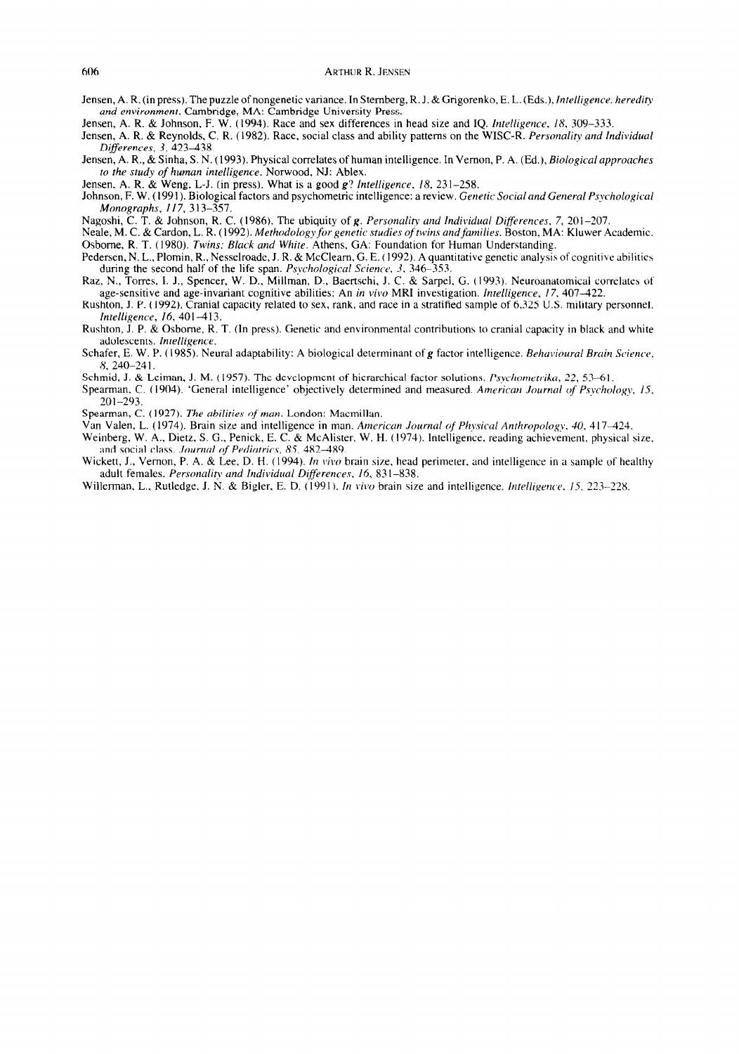Jensen, A. R. (in press). The puzzle of nongenetic variance. In Sternberg, R. J. & Grigorenko, E. L. (Eds.), *Intelligence, heredity and environment*. Cambridge, MA: Cambridge University Press.

Jensen, A. R. & Johnson, F. W. (1994). Race and sex differences in head size and IQ. *Intelligence*, *18*, 309–333.

Jensen, A. R. & Reynolds, C. R. (1982). Race, social class and ability patterns on the WISC-R. *Personality and Individual Differences*, *3*, 423–438.

Jensen, A. R., & Sinha, S. N. (1993). Physical correlates of human intelligence. In Vernon, P. A. (Ed.), *Biological approaches to the study of human intelligence*. Norwood, NJ: Ablex.

Jensen, A. R. & Weng, L-J. (in press). What is a good *g*? *Intelligence*, *18*, 231–258.

Johnson, F. W. (1991). Biological factors and psychometric intelligence: a review. *Genetic Social and General Psychological Monographs*, *117*, 313–357.

Nagoshi, C. T. & Johnson, R. C. (1986). The ubiquity of *g*. *Personality and Individual Differences*, *7*, 201–207.

Neale, M. C. & Cardon, L. R. (1992). *Methodology for genetic studies of twins and families*. Boston, MA: Kluwer Academic.

Osborne, R. T. (1980). *Twins: Black and White*. Athens, GA: Foundation for Human Understanding.

Pedersen, N. L., Plomin, R., Nesselroade, J. R. & McClearn, G. E. (1992). A quantitative genetic analysis of cognitive abilities during the second half of the life span. *Psychological Science*, *3*, 346–353.

Raz, N., Torres, I. J., Spencer, W. D., Millman, D., Baertschi, J. C. & Sarpel, G. (1993). Neuroanatomical correlates of age-sensitive and age-invariant cognitive abilities: An *in vivo* MRI investigation. *Intelligence*, *17*, 407–422.

Rushton, J. P. (1992). Cranial capacity related to sex, rank, and race in a stratified sample of 6,325 U.S. military personnel. *Intelligence*, *16*, 401–413.

Rushton, J. P. & Osborne, R. T. (In press). Genetic and environmental contributions to cranial capacity in black and white adolescents. *Intelligence*.

Schafer, E. W. P. (1985). Neural adaptability: A biological determinant of *g* factor intelligence. *Behavioural Brain Science*, *8*, 240–241.

Schmid, J. & Leiman, J. M. (1957). The development of hierarchical factor solutions. *Psychometrika*, *22*, 53–61.

Spearman, C. (1904). 'General intelligence' objectively determined and measured. *American Journal of Psychology*, *15*, 201–293.

Spearman, C. (1927). *The abilities of man*. London: Macmillan.

Van Valen, L. (1974). Brain size and intelligence in man. *American Journal of Physical Anthropology*, *40*, 417–424.

Weinberg, W. A., Dietz, S. G., Penick, E. C. & McAlister, W. H. (1974). Intelligence, reading achievement, physical size, and social class. *Journal of Pediatrics*, *85*, 482–489.

Wickett, J., Vernon, P. A. & Lee, D. H. (1994). *In vivo* brain size, head perimeter, and intelligence in a sample of healthy adult females. *Personality and Individual Differences*, *16*, 831–838.

Willerman, L., Rutledge, J. N. & Bigler, E. D. (1991). *In vivo* brain size and intelligence. *Intelligence*, *15*, 223–228.